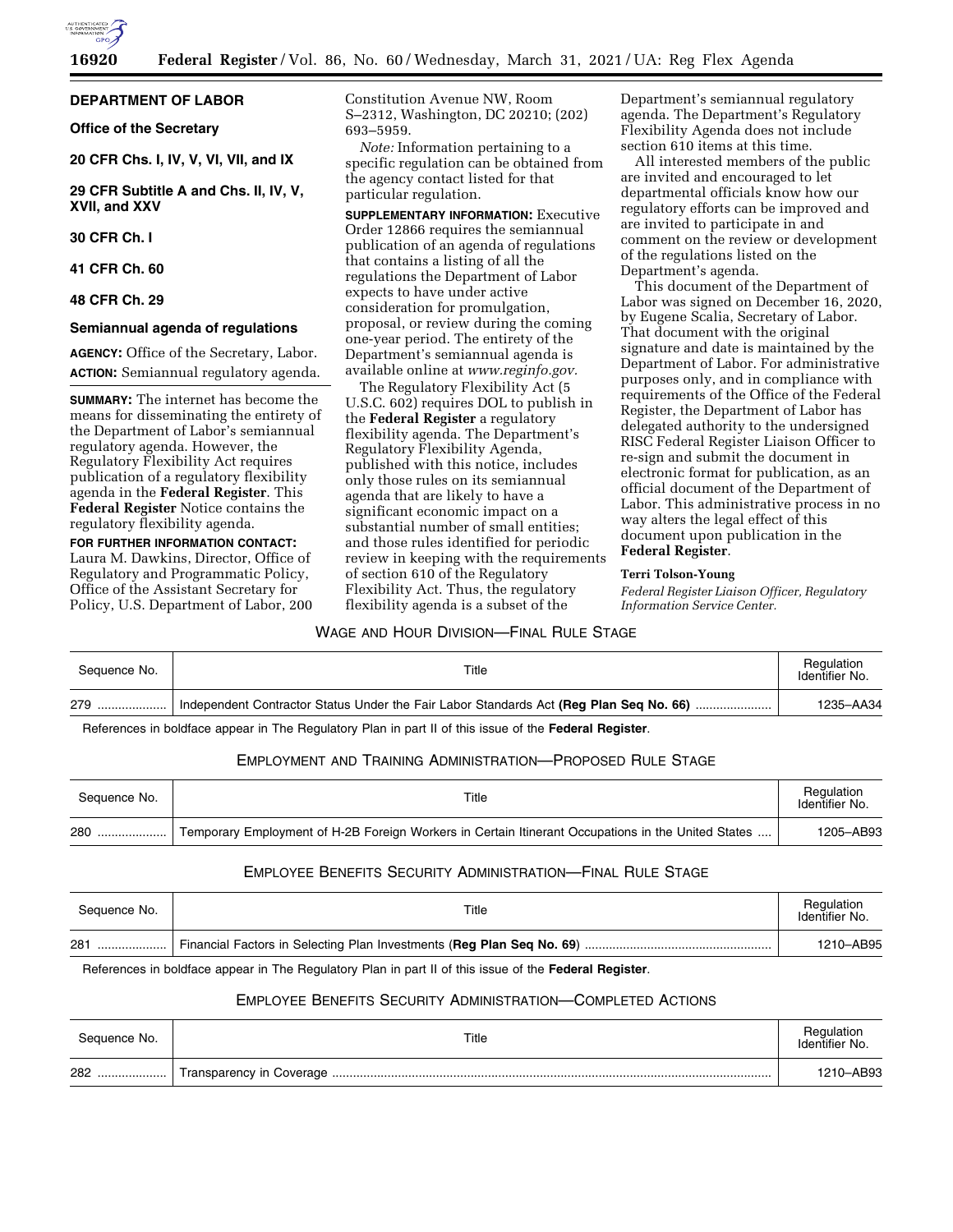## DEPARTMENT OF LABOR

### Office of the Secretary

### 20 CFR Chs. I, IV, V, VI, VII, and IX

### 29 CFR Subtitle A and Chs. II, IV, V, XVII, and XXV

### 30 CFR Ch. I

### 41 CFR Ch. 60

### 48 CFR Ch. 29

### Semiannual agenda of regulations

**AGENCY:** Office of the Secretary, Labor.

**ACTION:** Semiannual regulatory agenda.

**SUMMARY:** The internet has become the means for disseminating the entirety of the Department of Labor's semiannual regulatory agenda. However, the Regulatory Flexibility Act requires publication of a regulatory flexibility agenda in the **Federal Register**. This **Federal Register** Notice contains the regulatory flexibility agenda.

**FOR FURTHER INFORMATION CONTACT:** Laura M. Dawkins, Director, Office of Regulatory and Programmatic Policy, Office of the Assistant Secretary for Policy, U.S. Department of Labor, 200 Constitution Avenue NW, Room S–2312, Washington, DC 20210; (202) 693–5959.

*Note:* Information pertaining to a specific regulation can be obtained from the agency contact listed for that particular regulation.

**SUPPLEMENTARY INFORMATION:** Executive Order 12866 requires the semiannual publication of an agenda of regulations that contains a listing of all the regulations the Department of Labor expects to have under active consideration for promulgation, proposal, or review during the coming one-year period. The entirety of the Department's semiannual agenda is available online at *www.reginfo.gov.*

The Regulatory Flexibility Act (5 U.S.C. 602) requires DOL to publish in the **Federal Register** a regulatory flexibility agenda. The Department's Regulatory Flexibility Agenda, published with this notice, includes only those rules on its semiannual agenda that are likely to have a significant economic impact on a substantial number of small entities; and those rules identified for periodic review in keeping with the requirements of section 610 of the Regulatory Flexibility Act. Thus, the regulatory flexibility agenda is a subset of the Department's semiannual regulatory agenda. The Department's Regulatory Flexibility Agenda does not include section 610 items at this time.

All interested members of the public are invited and encouraged to let departmental officials know how our regulatory efforts can be improved and are invited to participate in and comment on the review or development of the regulations listed on the Department's agenda.

This document of the Department of Labor was signed on December 16, 2020, by Eugene Scalia, Secretary of Labor. That document with the original signature and date is maintained by the Department of Labor. For administrative purposes only, and in compliance with requirements of the Office of the Federal Register, the Department of Labor has delegated authority to the undersigned RISC Federal Register Liaison Officer to re-sign and submit the document in electronic format for publication, as an official document of the Department of Labor. This administrative process in no way alters the legal effect of this document upon publication in the **Federal Register**.

**Terri Tolson-Young**

*Federal Register Liaison Officer, Regulatory Information Service Center.*

### WAGE AND HOUR DIVISION—FINAL RULE STAGE

| Sequence No. | Title | Regulation Identifier No. |
|---|---|---|
| 279 | Independent Contractor Status Under the Fair Labor Standards Act **(Reg Plan Seq No. 66)** | 1235–AA34 |

References in boldface appear in The Regulatory Plan in part II of this issue of the **Federal Register**.

### EMPLOYMENT AND TRAINING ADMINISTRATION—PROPOSED RULE STAGE

| Sequence No. | Title | Regulation Identifier No. |
|---|---|---|
| 280 | Temporary Employment of H-2B Foreign Workers in Certain Itinerant Occupations in the United States | 1205–AB93 |

### EMPLOYEE BENEFITS SECURITY ADMINISTRATION—FINAL RULE STAGE

| Sequence No. | Title | Regulation Identifier No. |
|---|---|---|
| 281 | Financial Factors in Selecting Plan Investments (**Reg Plan Seq No. 69**) | 1210–AB95 |

References in boldface appear in The Regulatory Plan in part II of this issue of the **Federal Register**.

### EMPLOYEE BENEFITS SECURITY ADMINISTRATION—COMPLETED ACTIONS

| Sequence No. | Title | Regulation Identifier No. |
|---|---|---|
| 282 | Transparency in Coverage | 1210–AB93 |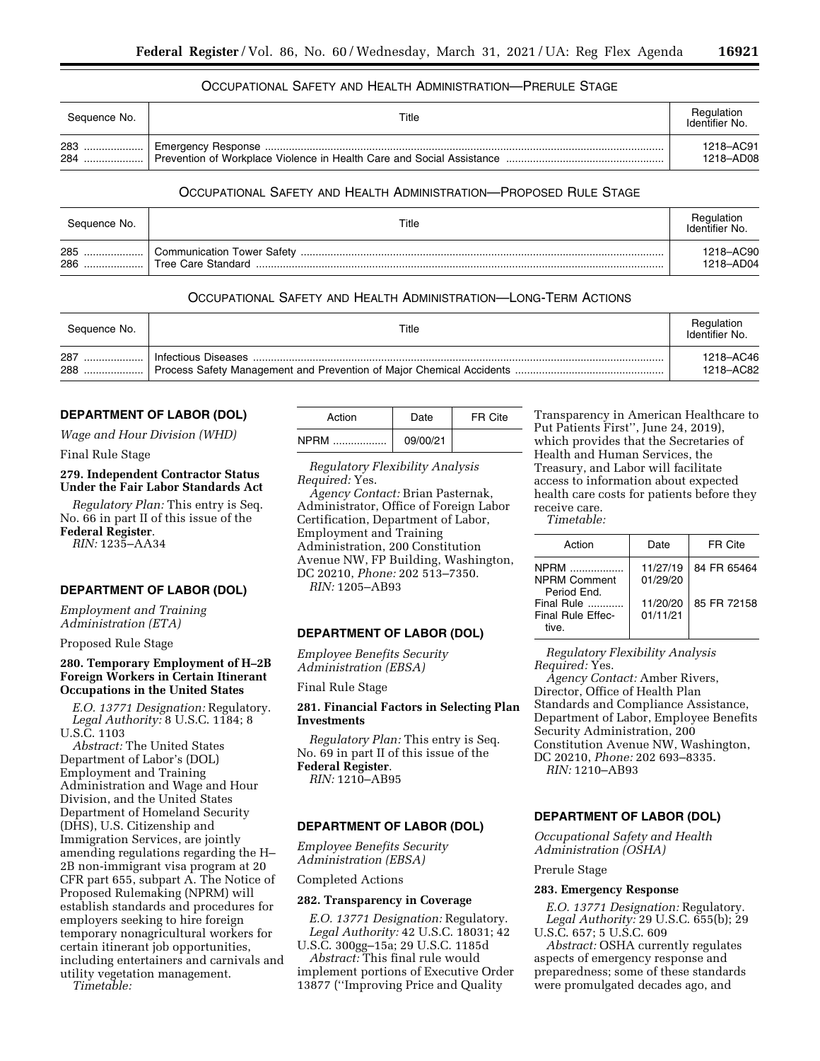## OCCUPATIONAL SAFETY AND HEALTH ADMINISTRATION—PRERULE STAGE

| Sequence No. | Title | Regulation Identifier No. |
|---|---|---|
| 283 | Emergency Response | 1218–AC91 |
| 284 | Prevention of Workplace Violence in Health Care and Social Assistance | 1218–AD08 |

## OCCUPATIONAL SAFETY AND HEALTH ADMINISTRATION—PROPOSED RULE STAGE

| Sequence No. | Title | Regulation Identifier No. |
|---|---|---|
| 285 | Communication Tower Safety | 1218–AC90 |
| 286 | Tree Care Standard | 1218–AD04 |

## OCCUPATIONAL SAFETY AND HEALTH ADMINISTRATION—LONG-TERM ACTIONS

| Sequence No. | Title | Regulation Identifier No. |
|---|---|---|
| 287 | Infectious Diseases | 1218–AC46 |
| 288 | Process Safety Management and Prevention of Major Chemical Accidents | 1218–AC82 |

## DEPARTMENT OF LABOR (DOL)

*Wage and Hour Division (WHD)*

Final Rule Stage

### 279. Independent Contractor Status Under the Fair Labor Standards Act

*Regulatory Plan:* This entry is Seq. No. 66 in part II of this issue of the **Federal Register**.

*RIN:* 1235–AA34

## DEPARTMENT OF LABOR (DOL)

*Employment and Training Administration (ETA)*

Proposed Rule Stage

### 280. Temporary Employment of H–2B Foreign Workers in Certain Itinerant Occupations in the United States

*E.O. 13771 Designation:* Regulatory.

*Legal Authority:* 8 U.S.C. 1184; 8 U.S.C. 1103

*Abstract:* The United States Department of Labor's (DOL) Employment and Training Administration and Wage and Hour Division, and the United States Department of Homeland Security (DHS), U.S. Citizenship and Immigration Services, are jointly amending regulations regarding the H–2B non-immigrant visa program at 20 CFR part 655, subpart A. The Notice of Proposed Rulemaking (NPRM) will establish standards and procedures for employers seeking to hire foreign temporary nonagricultural workers for certain itinerant job opportunities, including entertainers and carnivals and utility vegetation management.

*Timetable:*

| Action | Date | FR Cite |
|---|---|---|
| NPRM | 09/00/21 | |

*Regulatory Flexibility Analysis Required:* Yes.

*Agency Contact:* Brian Pasternak, Administrator, Office of Foreign Labor Certification, Department of Labor, Employment and Training Administration, 200 Constitution Avenue NW, FP Building, Washington, DC 20210, *Phone:* 202 513–7350.

*RIN:* 1205–AB93

## DEPARTMENT OF LABOR (DOL)

*Employee Benefits Security Administration (EBSA)*

Final Rule Stage

### 281. Financial Factors in Selecting Plan Investments

*Regulatory Plan:* This entry is Seq. No. 69 in part II of this issue of the **Federal Register**.

*RIN:* 1210–AB95

## DEPARTMENT OF LABOR (DOL)

*Employee Benefits Security Administration (EBSA)*

Completed Actions

### 282. Transparency in Coverage

*E.O. 13771 Designation:* Regulatory.

*Legal Authority:* 42 U.S.C. 18031; 42 U.S.C. 300gg–15a; 29 U.S.C. 1185d

*Abstract:* This final rule would implement portions of Executive Order 13877 (''Improving Price and Quality Transparency in American Healthcare to Put Patients First'', June 24, 2019), which provides that the Secretaries of Health and Human Services, the Treasury, and Labor will facilitate access to information about expected health care costs for patients before they receive care.

*Timetable:*

| Action | Date | FR Cite |
|---|---|---|
| NPRM | 11/27/19 | 84 FR 65464 |
| NPRM Comment Period End. | 01/29/20 | |
| Final Rule | 11/20/20 | 85 FR 72158 |
| Final Rule Effective. | 01/11/21 | |

*Regulatory Flexibility Analysis Required:* Yes.

*Agency Contact:* Amber Rivers, Director, Office of Health Plan Standards and Compliance Assistance, Department of Labor, Employee Benefits Security Administration, 200 Constitution Avenue NW, Washington, DC 20210, *Phone:* 202 693–8335.

*RIN:* 1210–AB93

## DEPARTMENT OF LABOR (DOL)

*Occupational Safety and Health Administration (OSHA)*

Prerule Stage

### 283. Emergency Response

*E.O. 13771 Designation:* Regulatory.

*Legal Authority:* 29 U.S.C. 655(b); 29 U.S.C. 657; 5 U.S.C. 609

*Abstract:* OSHA currently regulates aspects of emergency response and preparedness; some of these standards were promulgated decades ago, and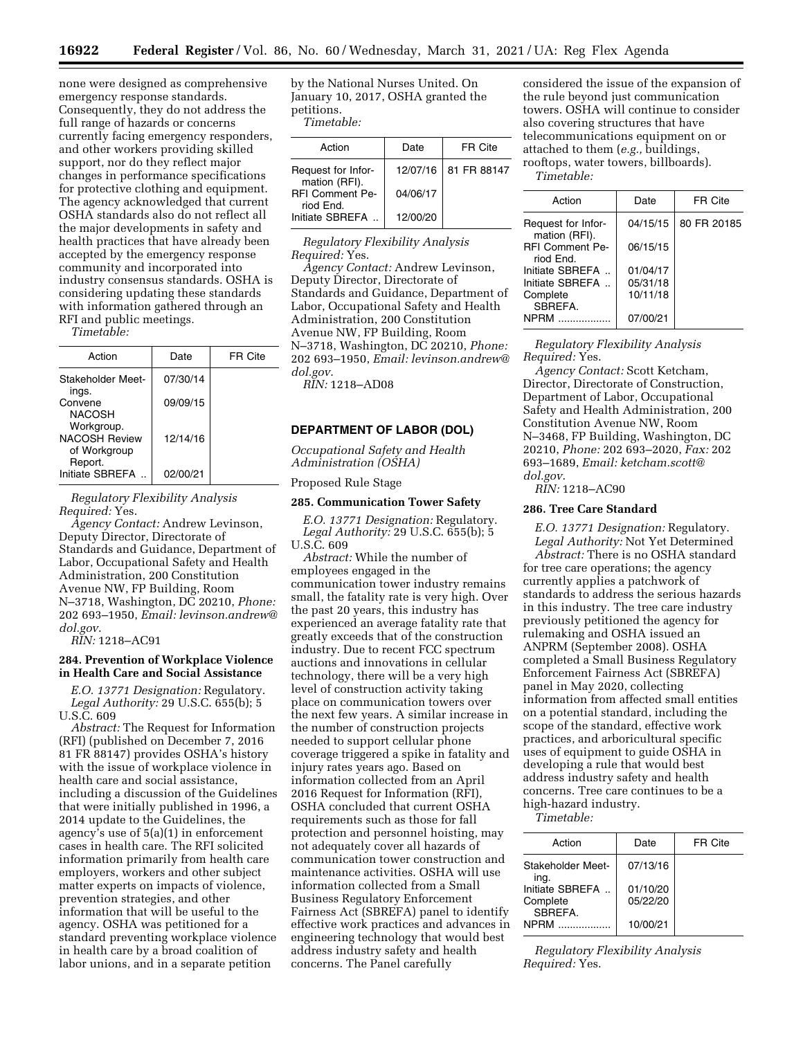none were designed as comprehensive emergency response standards. Consequently, they do not address the full range of hazards or concerns currently facing emergency responders, and other workers providing skilled support, nor do they reflect major changes in performance specifications for protective clothing and equipment. The agency acknowledged that current OSHA standards also do not reflect all the major developments in safety and health practices that have already been accepted by the emergency response community and incorporated into industry consensus standards. OSHA is considering updating these standards with information gathered through an RFI and public meetings.

*Timetable:*

| Action | Date | FR Cite |
|---|---|---|
| Stakeholder Meetings. | 07/30/14 | |
| Convene NACOSH Workgroup. | 09/09/15 | |
| NACOSH Review of Workgroup Report. | 12/14/16 | |
| Initiate SBREFA .. | 02/00/21 | |

*Regulatory Flexibility Analysis Required:* Yes.

*Agency Contact:* Andrew Levinson, Deputy Director, Directorate of Standards and Guidance, Department of Labor, Occupational Safety and Health Administration, 200 Constitution Avenue NW, FP Building, Room N–3718, Washington, DC 20210, *Phone:* 202 693–1950, *Email: levinson.andrew@dol.gov.*

*RIN:* 1218–AC91

### 284. Prevention of Workplace Violence in Health Care and Social Assistance

*E.O. 13771 Designation:* Regulatory.

*Legal Authority:* 29 U.S.C. 655(b); 5 U.S.C. 609

*Abstract:* The Request for Information (RFI) (published on December 7, 2016 81 FR 88147) provides OSHA's history with the issue of workplace violence in health care and social assistance, including a discussion of the Guidelines that were initially published in 1996, a 2014 update to the Guidelines, the agency's use of 5(a)(1) in enforcement cases in health care. The RFI solicited information primarily from health care employers, workers and other subject matter experts on impacts of violence, prevention strategies, and other information that will be useful to the agency. OSHA was petitioned for a standard preventing workplace violence in health care by a broad coalition of labor unions, and in a separate petition by the National Nurses United. On January 10, 2017, OSHA granted the petitions.

*Timetable:*

| Action | Date | FR Cite |
|---|---|---|
| Request for Information (RFI). | 12/07/16 | 81 FR 88147 |
| RFI Comment Period End. | 04/06/17 | |
| Initiate SBREFA .. | 12/00/20 | |

*Regulatory Flexibility Analysis Required:* Yes.

*Agency Contact:* Andrew Levinson, Deputy Director, Directorate of Standards and Guidance, Department of Labor, Occupational Safety and Health Administration, 200 Constitution Avenue NW, FP Building, Room N–3718, Washington, DC 20210, *Phone:* 202 693–1950, *Email: levinson.andrew@dol.gov.*

*RIN:* 1218–AD08

## DEPARTMENT OF LABOR (DOL)

*Occupational Safety and Health Administration (OSHA)*

Proposed Rule Stage

### 285. Communication Tower Safety

*E.O. 13771 Designation:* Regulatory.

*Legal Authority:* 29 U.S.C. 655(b); 5 U.S.C. 609

*Abstract:* While the number of employees engaged in the communication tower industry remains small, the fatality rate is very high. Over the past 20 years, this industry has experienced an average fatality rate that greatly exceeds that of the construction industry. Due to recent FCC spectrum auctions and innovations in cellular technology, there will be a very high level of construction activity taking place on communication towers over the next few years. A similar increase in the number of construction projects needed to support cellular phone coverage triggered a spike in fatality and injury rates years ago. Based on information collected from an April 2016 Request for Information (RFI), OSHA concluded that current OSHA requirements such as those for fall protection and personnel hoisting, may not adequately cover all hazards of communication tower construction and maintenance activities. OSHA will use information collected from a Small Business Regulatory Enforcement Fairness Act (SBREFA) panel to identify effective work practices and advances in engineering technology that would best address industry safety and health concerns. The Panel carefully considered the issue of the expansion of the rule beyond just communication towers. OSHA will continue to consider also covering structures that have telecommunications equipment on or attached to them (*e.g.,* buildings, rooftops, water towers, billboards).

*Timetable:*

| Action | Date | FR Cite |
|---|---|---|
| Request for Information (RFI). | 04/15/15 | 80 FR 20185 |
| RFI Comment Period End. | 06/15/15 | |
| Initiate SBREFA .. | 01/04/17 | |
| Initiate SBREFA .. | 05/31/18 | |
| Complete SBREFA. | 10/11/18 | |
| NPRM .................. | 07/00/21 | |

*Regulatory Flexibility Analysis Required:* Yes.

*Agency Contact:* Scott Ketcham, Director, Directorate of Construction, Department of Labor, Occupational Safety and Health Administration, 200 Constitution Avenue NW, Room N–3468, FP Building, Washington, DC 20210, *Phone:* 202 693–2020, *Fax:* 202 693–1689, *Email: ketcham.scott@dol.gov.*

*RIN:* 1218–AC90

### 286. Tree Care Standard

*E.O. 13771 Designation:* Regulatory.

*Legal Authority:* Not Yet Determined

*Abstract:* There is no OSHA standard for tree care operations; the agency currently applies a patchwork of standards to address the serious hazards in this industry. The tree care industry previously petitioned the agency for rulemaking and OSHA issued an ANPRM (September 2008). OSHA completed a Small Business Regulatory Enforcement Fairness Act (SBREFA) panel in May 2020, collecting information from affected small entities on a potential standard, including the scope of the standard, effective work practices, and arboricultural specific uses of equipment to guide OSHA in developing a rule that would best address industry safety and health concerns. Tree care continues to be a high-hazard industry.

*Timetable:*

| Action | Date | FR Cite |
|---|---|---|
| Stakeholder Meeting. | 07/13/16 | |
| Initiate SBREFA .. | 01/10/20 | |
| Complete SBREFA. | 05/22/20 | |
| NPRM .................. | 10/00/21 | |

*Regulatory Flexibility Analysis Required:* Yes.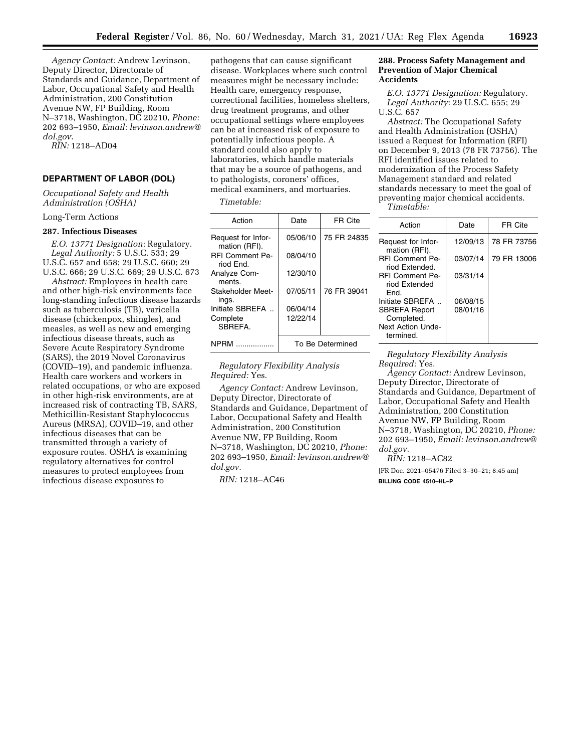*Agency Contact:* Andrew Levinson, Deputy Director, Directorate of Standards and Guidance, Department of Labor, Occupational Safety and Health Administration, 200 Constitution Avenue NW, FP Building, Room N–3718, Washington, DC 20210, *Phone:* 202 693–1950, *Email: levinson.andrew@dol.gov*.

*RIN:* 1218–AD04

## DEPARTMENT OF LABOR (DOL)

*Occupational Safety and Health Administration (OSHA)*

Long-Term Actions

### 287. Infectious Diseases

*E.O. 13771 Designation:* Regulatory.

*Legal Authority:* 5 U.S.C. 533; 29 U.S.C. 657 and 658; 29 U.S.C. 660; 29 U.S.C. 666; 29 U.S.C. 669; 29 U.S.C. 673

*Abstract:* Employees in health care and other high-risk environments face long-standing infectious disease hazards such as tuberculosis (TB), varicella disease (chickenpox, shingles), and measles, as well as new and emerging infectious disease threats, such as Severe Acute Respiratory Syndrome (SARS), the 2019 Novel Coronavirus (COVID–19), and pandemic influenza. Health care workers and workers in related occupations, or who are exposed in other high-risk environments, are at increased risk of contracting TB, SARS, Methicillin-Resistant Staphylococcus Aureus (MRSA), COVID–19, and other infectious diseases that can be transmitted through a variety of exposure routes. OSHA is examining regulatory alternatives for control measures to protect employees from infectious disease exposures to pathogens that can cause significant disease. Workplaces where such control measures might be necessary include: Health care, emergency response, correctional facilities, homeless shelters, drug treatment programs, and other occupational settings where employees can be at increased risk of exposure to potentially infectious people. A standard could also apply to laboratories, which handle materials that may be a source of pathogens, and to pathologists, coroners' offices, medical examiners, and mortuaries.

*Timetable:*

| Action | Date | FR Cite |
|---|---|---|
| Request for Information (RFI). | 05/06/10 | 75 FR 24835 |
| RFI Comment Period End. | 08/04/10 | |
| Analyze Comments. | 12/30/10 | |
| Stakeholder Meetings. | 07/05/11 | 76 FR 39041 |
| Initiate SBREFA .. | 06/04/14 | |
| Complete SBREFA. | 12/22/14 | |
| NPRM .................. | To Be Determined | |

*Regulatory Flexibility Analysis Required:* Yes.

*Agency Contact:* Andrew Levinson, Deputy Director, Directorate of Standards and Guidance, Department of Labor, Occupational Safety and Health Administration, 200 Constitution Avenue NW, FP Building, Room N–3718, Washington, DC 20210, *Phone:* 202 693–1950, *Email: levinson.andrew@dol.gov*.

*RIN:* 1218–AC46

### 288. Process Safety Management and Prevention of Major Chemical Accidents

*E.O. 13771 Designation:* Regulatory.

*Legal Authority:* 29 U.S.C. 655; 29 U.S.C. 657

*Abstract:* The Occupational Safety and Health Administration (OSHA) issued a Request for Information (RFI) on December 9, 2013 (78 FR 73756). The RFI identified issues related to modernization of the Process Safety Management standard and related standards necessary to meet the goal of preventing major chemical accidents.

*Timetable:*

| Action | Date | FR Cite |
|---|---|---|
| Request for Information (RFI). | 12/09/13 | 78 FR 73756 |
| RFI Comment Period Extended. | 03/07/14 | 79 FR 13006 |
| RFI Comment Period Extended End. | 03/31/14 | |
| Initiate SBREFA .. | 06/08/15 | |
| SBREFA Report Completed. | 08/01/16 | |
| Next Action Undetermined. | | |

*Regulatory Flexibility Analysis Required:* Yes.

*Agency Contact:* Andrew Levinson, Deputy Director, Directorate of Standards and Guidance, Department of Labor, Occupational Safety and Health Administration, 200 Constitution Avenue NW, FP Building, Room N–3718, Washington, DC 20210, *Phone:* 202 693–1950, *Email: levinson.andrew@dol.gov*.

*RIN:* 1218–AC82

[FR Doc. 2021–05476 Filed 3–30–21; 8:45 am]

**BILLING CODE 4510–HL–P**